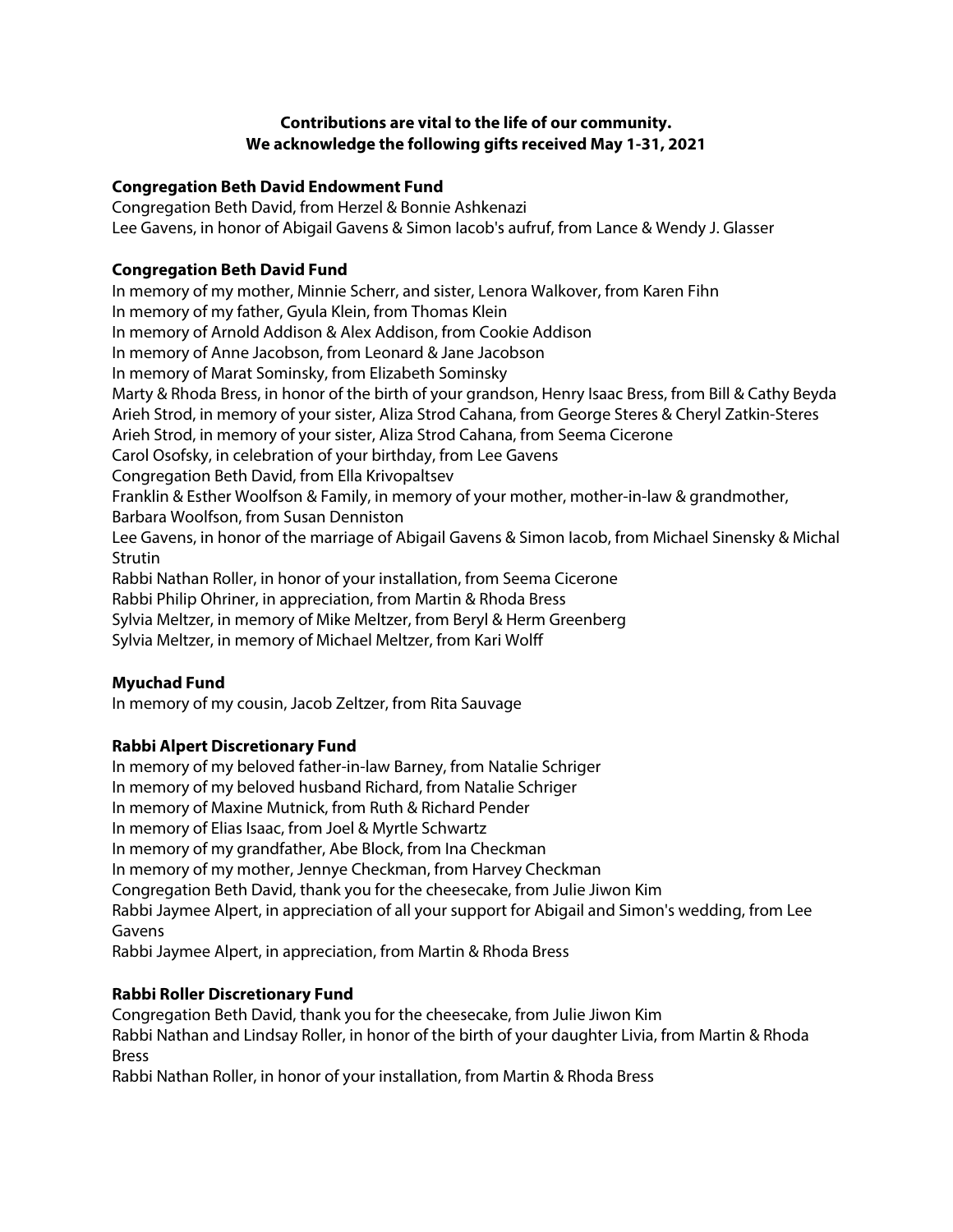**Contributions are vital to the life of our community.**
**We acknowledge the following gifts received May 1-31, 2021**

**Congregation Beth David Endowment Fund**

Congregation Beth David, from Herzel & Bonnie Ashkenazi
Lee Gavens, in honor of Abigail Gavens & Simon Iacob's aufruf, from Lance & Wendy J. Glasser

**Congregation Beth David Fund**

In memory of my mother, Minnie Scherr, and sister, Lenora Walkover, from Karen Fihn
In memory of my father, Gyula Klein, from Thomas Klein
In memory of Arnold Addison & Alex Addison, from Cookie Addison
In memory of Anne Jacobson, from Leonard & Jane Jacobson
In memory of Marat Sominsky, from Elizabeth Sominsky
Marty & Rhoda Bress, in honor of the birth of your grandson, Henry Isaac Bress, from Bill & Cathy Beyda
Arieh Strod, in memory of your sister, Aliza Strod Cahana, from George Steres & Cheryl Zatkin-Steres
Arieh Strod, in memory of your sister, Aliza Strod Cahana, from Seema Cicerone
Carol Osofsky, in celebration of your birthday, from Lee Gavens
Congregation Beth David, from Ella Krivopaltsev
Franklin & Esther Woolfson & Family, in memory of your mother, mother-in-law & grandmother, Barbara Woolfson, from Susan Denniston
Lee Gavens, in honor of the marriage of Abigail Gavens & Simon Iacob, from Michael Sinensky & Michal Strutin
Rabbi Nathan Roller, in honor of your installation, from Seema Cicerone
Rabbi Philip Ohriner, in appreciation, from Martin & Rhoda Bress
Sylvia Meltzer, in memory of Mike Meltzer, from Beryl & Herm Greenberg
Sylvia Meltzer, in memory of Michael Meltzer, from Kari Wolff

**Myuchad Fund**

In memory of my cousin, Jacob Zeltzer, from Rita Sauvage

**Rabbi Alpert Discretionary Fund**

In memory of my beloved father-in-law Barney, from Natalie Schriger
In memory of my beloved husband Richard, from Natalie Schriger
In memory of Maxine Mutnick, from Ruth & Richard Pender
In memory of Elias Isaac, from Joel & Myrtle Schwartz
In memory of my grandfather, Abe Block, from Ina Checkman
In memory of my mother, Jennye Checkman, from Harvey Checkman
Congregation Beth David, thank you for the cheesecake, from Julie Jiwon Kim
Rabbi Jaymee Alpert, in appreciation of all your support for Abigail and Simon's wedding, from Lee Gavens
Rabbi Jaymee Alpert, in appreciation, from Martin & Rhoda Bress

**Rabbi Roller Discretionary Fund**

Congregation Beth David, thank you for the cheesecake, from Julie Jiwon Kim
Rabbi Nathan and Lindsay Roller, in honor of the birth of your daughter Livia, from Martin & Rhoda Bress
Rabbi Nathan Roller, in honor of your installation, from Martin & Rhoda Bress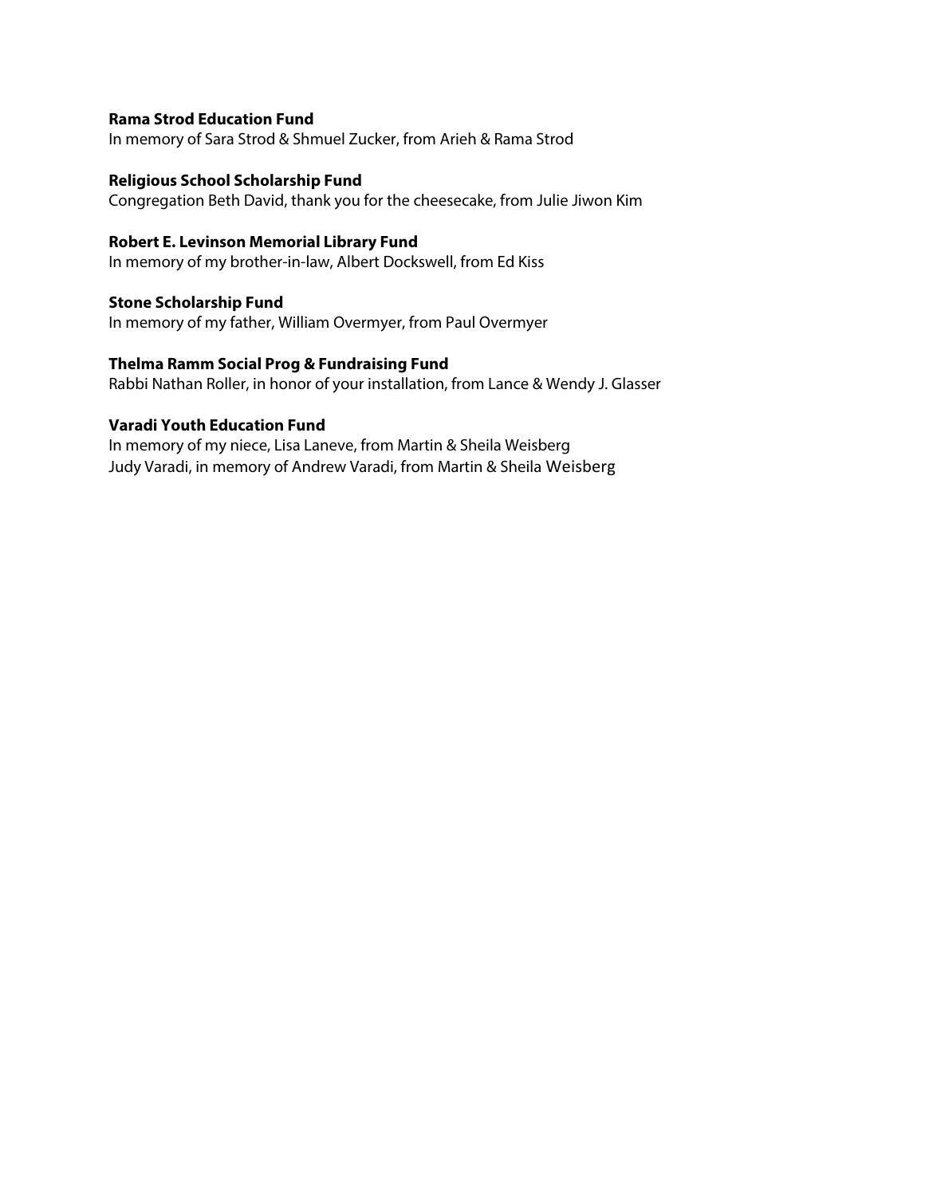**Rama Strod Education Fund**
In memory of Sara Strod & Shmuel Zucker, from Arieh & Rama Strod

**Religious School Scholarship Fund**
Congregation Beth David, thank you for the cheesecake, from Julie Jiwon Kim

**Robert E. Levinson Memorial Library Fund**
In memory of my brother-in-law, Albert Dockswell, from Ed Kiss

**Stone Scholarship Fund**
In memory of my father, William Overmyer, from Paul Overmyer

**Thelma Ramm Social Prog & Fundraising Fund**
Rabbi Nathan Roller, in honor of your installation, from Lance & Wendy J. Glasser

**Varadi Youth Education Fund**
In memory of my niece, Lisa Laneve, from Martin & Sheila Weisberg
Judy Varadi, in memory of Andrew Varadi, from Martin & Sheila Weisberg